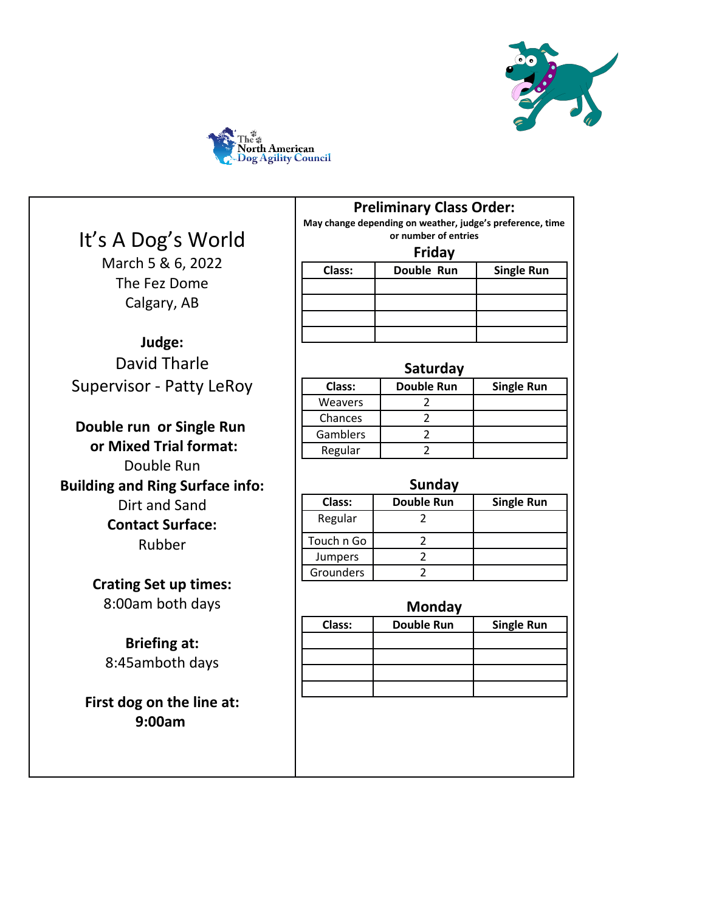The North American Dog Agility Council

# It's A Dog's World

March 5 & 6, 2022
The Fez Dome
Calgary, AB

**Judge:**
David Tharle
Supervisor - Patty LeRoy

**Double run or Single Run or Mixed Trial format:**
Double Run

**Building and Ring Surface info:**
Dirt and Sand

**Contact Surface:**
Rubber

**Crating Set up times:**
8:00am both days

**Briefing at:**
8:45amboth days

**First dog on the line at:**
**9:00am**

## Preliminary Class Order:

**May change depending on weather, judge's preference, time or number of entries**

### Friday

| Class: | Double Run | Single Run |
|---|---|---|
| | | |
| | | |
| | | |
| | | |

### Saturday

| Class: | Double Run | Single Run |
|---|---|---|
| Weavers | 2 | |
| Chances | 2 | |
| Gamblers | 2 | |
| Regular | 2 | |

### Sunday

| Class: | Double Run | Single Run |
|---|---|---|
| Regular | 2 | |
| Touch n Go | 2 | |
| Jumpers | 2 | |
| Grounders | 2 | |

### Monday

| Class: | Double Run | Single Run |
|---|---|---|
| | | |
| | | |
| | | |
| | | |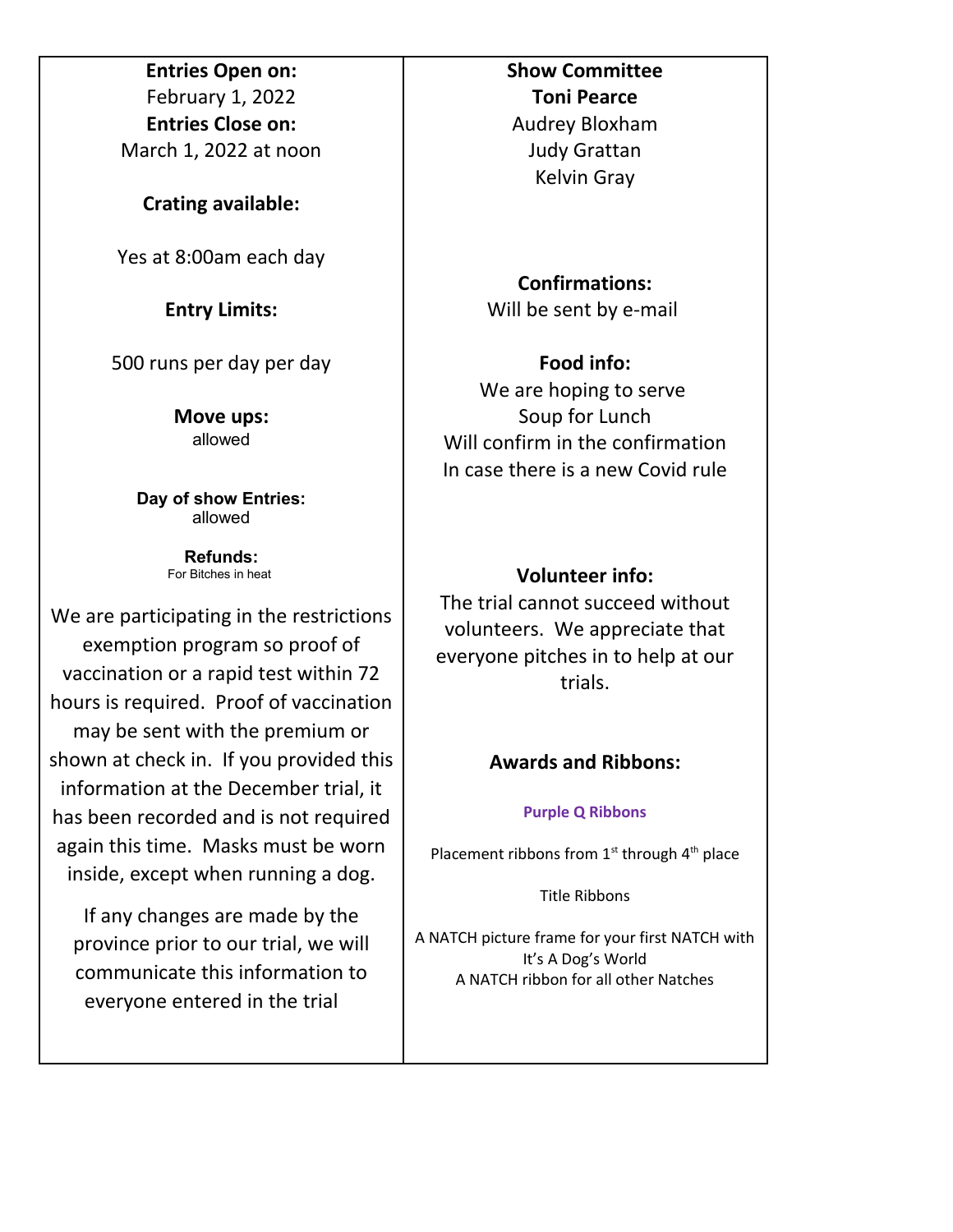**Entries Open on:**
February 1, 2022

**Entries Close on:**
March 1, 2022 at noon

**Crating available:**

Yes at 8:00am each day

**Entry Limits:**

500 runs per day per day

**Move ups:**
allowed

**Day of show Entries:**
allowed

**Refunds:**
For Bitches in heat

We are participating in the restrictions exemption program so proof of vaccination or a rapid test within 72 hours is required. Proof of vaccination may be sent with the premium or shown at check in. If you provided this information at the December trial, it has been recorded and is not required again this time. Masks must be worn inside, except when running a dog.

If any changes are made by the province prior to our trial, we will communicate this information to everyone entered in the trial

**Show Committee**
**Toni Pearce**
Audrey Bloxham
Judy Grattan
Kelvin Gray

**Confirmations:**
Will be sent by e-mail

**Food info:**
We are hoping to serve
Soup for Lunch
Will confirm in the confirmation
In case there is a new Covid rule

**Volunteer info:**
The trial cannot succeed without volunteers. We appreciate that everyone pitches in to help at our trials.

**Awards and Ribbons:**

**Purple Q Ribbons**

Placement ribbons from 1st through 4th place

Title Ribbons

A NATCH picture frame for your first NATCH with It's A Dog's World
A NATCH ribbon for all other Natches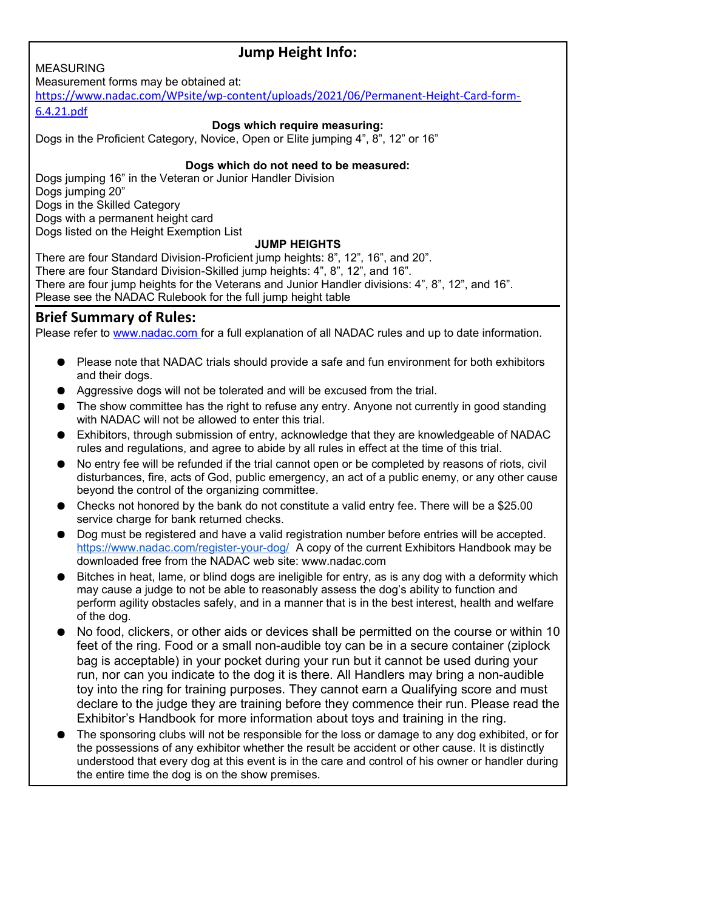## Jump Height Info:

MEASURING

Measurement forms may be obtained at:
https://www.nadac.com/WPsite/wp-content/uploads/2021/06/Permanent-Height-Card-form-6.4.21.pdf

**Dogs which require measuring:**

Dogs in the Proficient Category, Novice, Open or Elite jumping 4", 8", 12" or 16"

**Dogs which do not need to be measured:**

Dogs jumping 16" in the Veteran or Junior Handler Division
Dogs jumping 20"
Dogs in the Skilled Category
Dogs with a permanent height card
Dogs listed on the Height Exemption List

**JUMP HEIGHTS**

There are four Standard Division-Proficient jump heights: 8", 12", 16", and 20".
There are four Standard Division-Skilled jump heights: 4", 8", 12", and 16".
There are four jump heights for the Veterans and Junior Handler divisions: 4", 8", 12", and 16".
Please see the NADAC Rulebook for the full jump height table

## Brief Summary of Rules:

Please refer to www.nadac.com for a full explanation of all NADAC rules and up to date information.

- Please note that NADAC trials should provide a safe and fun environment for both exhibitors and their dogs.
- Aggressive dogs will not be tolerated and will be excused from the trial.
- The show committee has the right to refuse any entry. Anyone not currently in good standing with NADAC will not be allowed to enter this trial.
- Exhibitors, through submission of entry, acknowledge that they are knowledgeable of NADAC rules and regulations, and agree to abide by all rules in effect at the time of this trial.
- No entry fee will be refunded if the trial cannot open or be completed by reasons of riots, civil disturbances, fire, acts of God, public emergency, an act of a public enemy, or any other cause beyond the control of the organizing committee.
- Checks not honored by the bank do not constitute a valid entry fee. There will be a $25.00 service charge for bank returned checks.
- Dog must be registered and have a valid registration number before entries will be accepted. https://www.nadac.com/register-your-dog/ A copy of the current Exhibitors Handbook may be downloaded free from the NADAC web site: www.nadac.com
- Bitches in heat, lame, or blind dogs are ineligible for entry, as is any dog with a deformity which may cause a judge to not be able to reasonably assess the dog's ability to function and perform agility obstacles safely, and in a manner that is in the best interest, health and welfare of the dog.
- No food, clickers, or other aids or devices shall be permitted on the course or within 10 feet of the ring. Food or a small non-audible toy can be in a secure container (ziplock bag is acceptable) in your pocket during your run but it cannot be used during your run, nor can you indicate to the dog it is there. All Handlers may bring a non-audible toy into the ring for training purposes. They cannot earn a Qualifying score and must declare to the judge they are training before they commence their run. Please read the Exhibitor's Handbook for more information about toys and training in the ring.
- The sponsoring clubs will not be responsible for the loss or damage to any dog exhibited, or for the possessions of any exhibitor whether the result be accident or other cause. It is distinctly understood that every dog at this event is in the care and control of his owner or handler during the entire time the dog is on the show premises.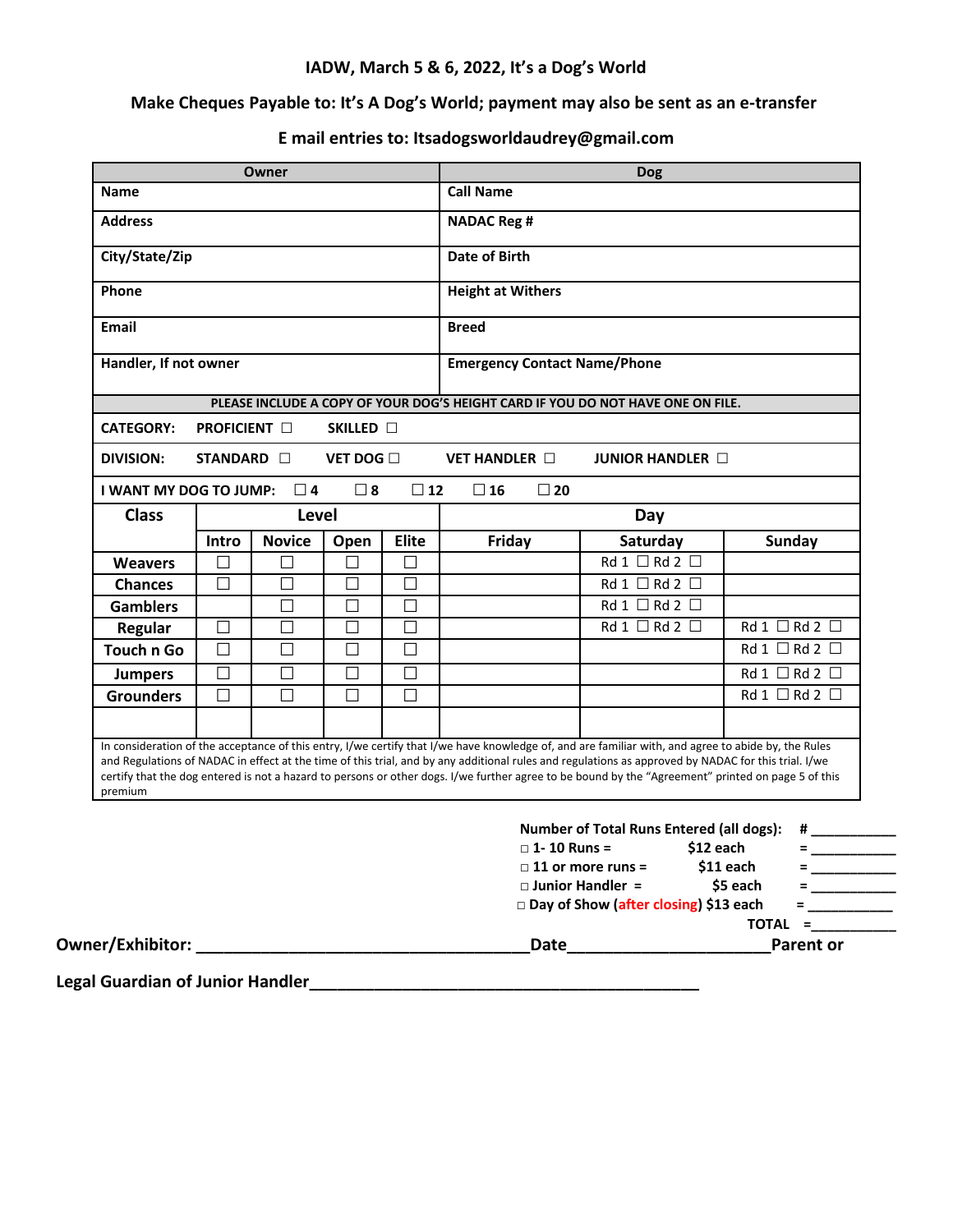**IADW, March 5 & 6, 2022, It's a Dog's World**

**Make Cheques Payable to: It's A Dog's World; payment may also be sent as an e-transfer**

**E mail entries to: Itsadogsworldaudrey@gmail.com**

| Owner | Dog |
|---|---|
| **Name** | **Call Name** |
| **Address** | **NADAC Reg #** |
| **City/State/Zip** | **Date of Birth** |
| **Phone** | **Height at Withers** |
| **Email** | **Breed** |
| **Handler, If not owner** | **Emergency Contact Name/Phone** |

**PLEASE INCLUDE A COPY OF YOUR DOG'S HEIGHT CARD IF YOU DO NOT HAVE ONE ON FILE.**

**CATEGORY:** PROFICIENT ☐ SKILLED ☐

**DIVISION:** STANDARD ☐ VET DOG ☐ VET HANDLER ☐ JUNIOR HANDLER ☐

**I WANT MY DOG TO JUMP:** ☐ 4 ☐ 8 ☐ 12 ☐ 16 ☐ 20

| Class | Level | | | | Day | | |
|---|---|---|---|---|---|---|---|
| | Intro | Novice | Open | Elite | Friday | Saturday | Sunday |
| Weavers | ☐ | ☐ | ☐ | ☐ | | Rd 1 ☐ Rd 2 ☐ | |
| Chances | ☐ | ☐ | ☐ | ☐ | | Rd 1 ☐ Rd 2 ☐ | |
| Gamblers | | ☐ | ☐ | ☐ | | Rd 1 ☐ Rd 2 ☐ | |
| Regular | ☐ | ☐ | ☐ | ☐ | | Rd 1 ☐ Rd 2 ☐ | Rd 1 ☐ Rd 2 ☐ |
| Touch n Go | ☐ | ☐ | ☐ | ☐ | | | Rd 1 ☐ Rd 2 ☐ |
| Jumpers | ☐ | ☐ | ☐ | ☐ | | | Rd 1 ☐ Rd 2 ☐ |
| Grounders | ☐ | ☐ | ☐ | ☐ | | | Rd 1 ☐ Rd 2 ☐ |
| | | | | | | | |

In consideration of the acceptance of this entry, I/we certify that I/we have knowledge of, and are familiar with, and agree to abide by, the Rules and Regulations of NADAC in effect at the time of this trial, and by any additional rules and regulations as approved by NADAC for this trial. I/we certify that the dog entered is not a hazard to persons or other dogs. I/we further agree to be bound by the "Agreement" printed on page 5 of this premium

**Number of Total Runs Entered (all dogs):** # ___________

- ☐ **1- 10 Runs =** **$12 each** = ___________
- ☐ **11 or more runs =** **$11 each** = ___________
- ☐ **Junior Handler =** **$5 each** = ___________
- ☐ **Day of Show (after closing) $13 each** = ___________

**TOTAL** = ___________

**Owner/Exhibitor:** ____________________________________ **Date**______________________ **Parent or Legal Guardian of Junior Handler**___________________________________________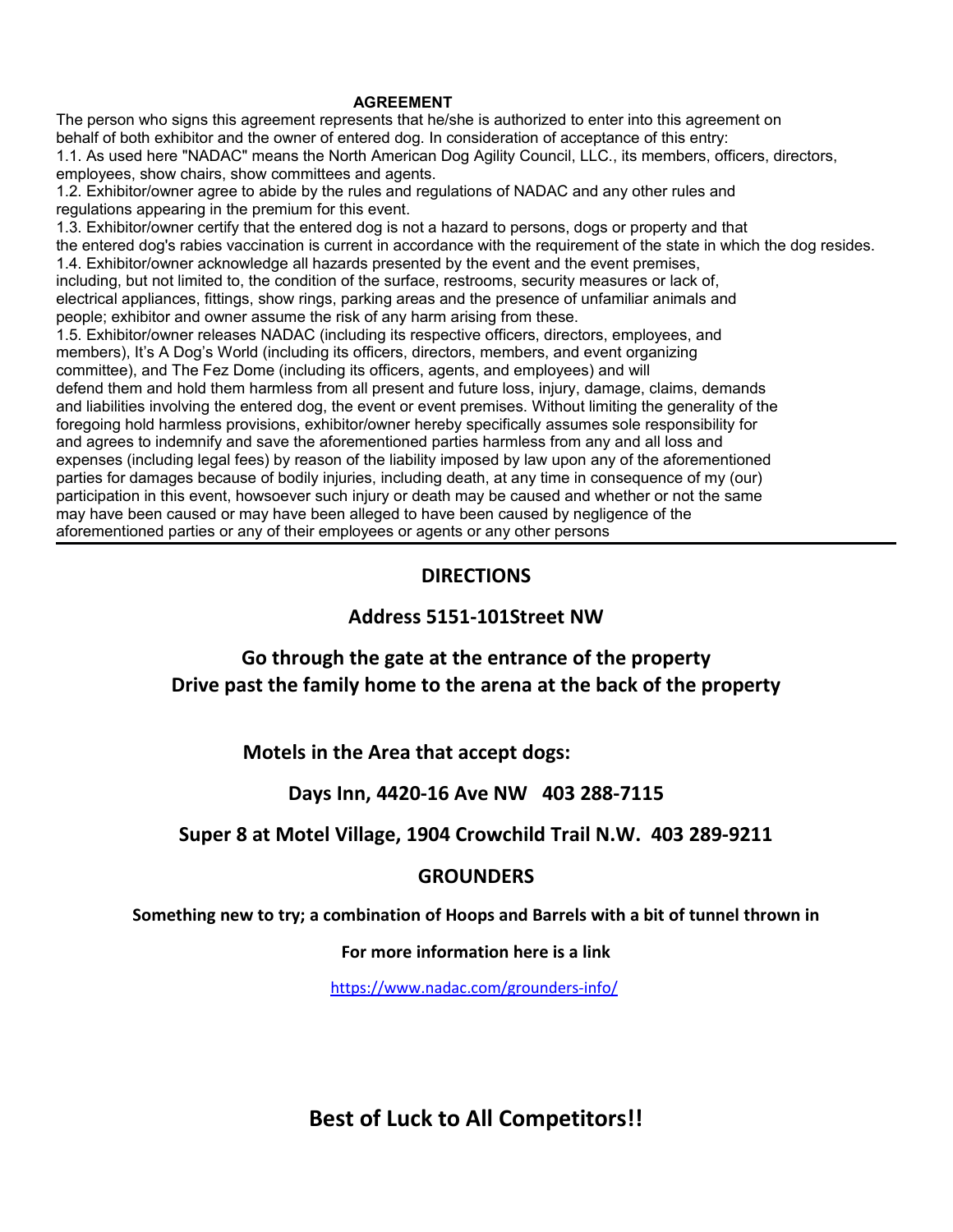**AGREEMENT**

The person who signs this agreement represents that he/she is authorized to enter into this agreement on behalf of both exhibitor and the owner of entered dog. In consideration of acceptance of this entry:

1.1. As used here "NADAC" means the North American Dog Agility Council, LLC., its members, officers, directors, employees, show chairs, show committees and agents.

1.2. Exhibitor/owner agree to abide by the rules and regulations of NADAC and any other rules and regulations appearing in the premium for this event.

1.3. Exhibitor/owner certify that the entered dog is not a hazard to persons, dogs or property and that the entered dog's rabies vaccination is current in accordance with the requirement of the state in which the dog resides.

1.4. Exhibitor/owner acknowledge all hazards presented by the event and the event premises, including, but not limited to, the condition of the surface, restrooms, security measures or lack of, electrical appliances, fittings, show rings, parking areas and the presence of unfamiliar animals and people; exhibitor and owner assume the risk of any harm arising from these.

1.5. Exhibitor/owner releases NADAC (including its respective officers, directors, employees, and members), It's A Dog's World (including its officers, directors, members, and event organizing committee), and The Fez Dome (including its officers, agents, and employees) and will defend them and hold them harmless from all present and future loss, injury, damage, claims, demands and liabilities involving the entered dog, the event or event premises. Without limiting the generality of the foregoing hold harmless provisions, exhibitor/owner hereby specifically assumes sole responsibility for and agrees to indemnify and save the aforementioned parties harmless from any and all loss and expenses (including legal fees) by reason of the liability imposed by law upon any of the aforementioned parties for damages because of bodily injuries, including death, at any time in consequence of my (our) participation in this event, howsoever such injury or death may be caused and whether or not the same may have been caused or may have been alleged to have been caused by negligence of the aforementioned parties or any of their employees or agents or any other persons

---

## DIRECTIONS

**Address 5151-101Street NW**

**Go through the gate at the entrance of the property**
**Drive past the family home to the arena at the back of the property**

**Motels in the Area that accept dogs:**

**Days Inn, 4420-16 Ave NW 403 288-7115**

**Super 8 at Motel Village, 1904 Crowchild Trail N.W. 403 289-9211**

## GROUNDERS

**Something new to try; a combination of Hoops and Barrels with a bit of tunnel thrown in**

**For more information here is a link**

https://www.nadac.com/grounders-info/

## Best of Luck to All Competitors!!